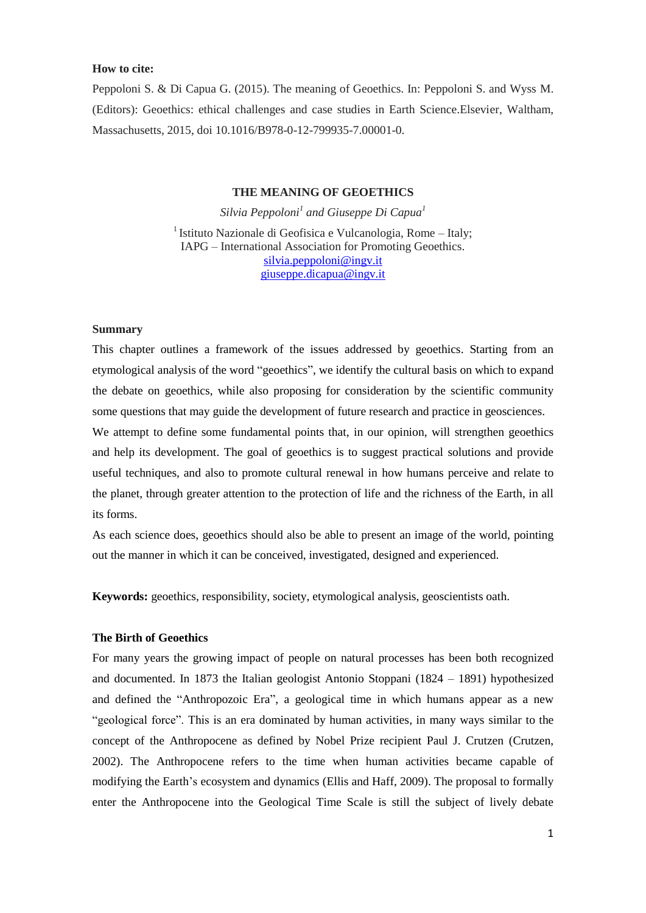**How to cite:**

Peppoloni S. & Di Capua G. (2015). The meaning of Geoethics. In: Peppoloni S. and Wyss M. (Editors): Geoethics: ethical challenges and case studies in Earth Science.Elsevier, Waltham, Massachusetts, 2015, doi 10.1016/B978-0-12-799935-7.00001-0.

# THE MEANING OF GEOETHICS

*Silvia Peppoloni[1] and Giuseppe Di Capua[1]*

[1] Istituto Nazionale di Geofisica e Vulcanologia, Rome – Italy;
IAPG – International Association for Promoting Geoethics.
silvia.peppoloni@ingv.it
giuseppe.dicapua@ingv.it

## Summary

This chapter outlines a framework of the issues addressed by geoethics. Starting from an etymological analysis of the word "geoethics", we identify the cultural basis on which to expand the debate on geoethics, while also proposing for consideration by the scientific community some questions that may guide the development of future research and practice in geosciences.

We attempt to define some fundamental points that, in our opinion, will strengthen geoethics and help its development. The goal of geoethics is to suggest practical solutions and provide useful techniques, and also to promote cultural renewal in how humans perceive and relate to the planet, through greater attention to the protection of life and the richness of the Earth, in all its forms.

As each science does, geoethics should also be able to present an image of the world, pointing out the manner in which it can be conceived, investigated, designed and experienced.

**Keywords:** geoethics, responsibility, society, etymological analysis, geoscientists oath.

## The Birth of Geoethics

For many years the growing impact of people on natural processes has been both recognized and documented. In 1873 the Italian geologist Antonio Stoppani (1824 – 1891) hypothesized and defined the "Anthropozoic Era", a geological time in which humans appear as a new "geological force". This is an era dominated by human activities, in many ways similar to the concept of the Anthropocene as defined by Nobel Prize recipient Paul J. Crutzen (Crutzen, 2002). The Anthropocene refers to the time when human activities became capable of modifying the Earth's ecosystem and dynamics (Ellis and Haff, 2009). The proposal to formally enter the Anthropocene into the Geological Time Scale is still the subject of lively debate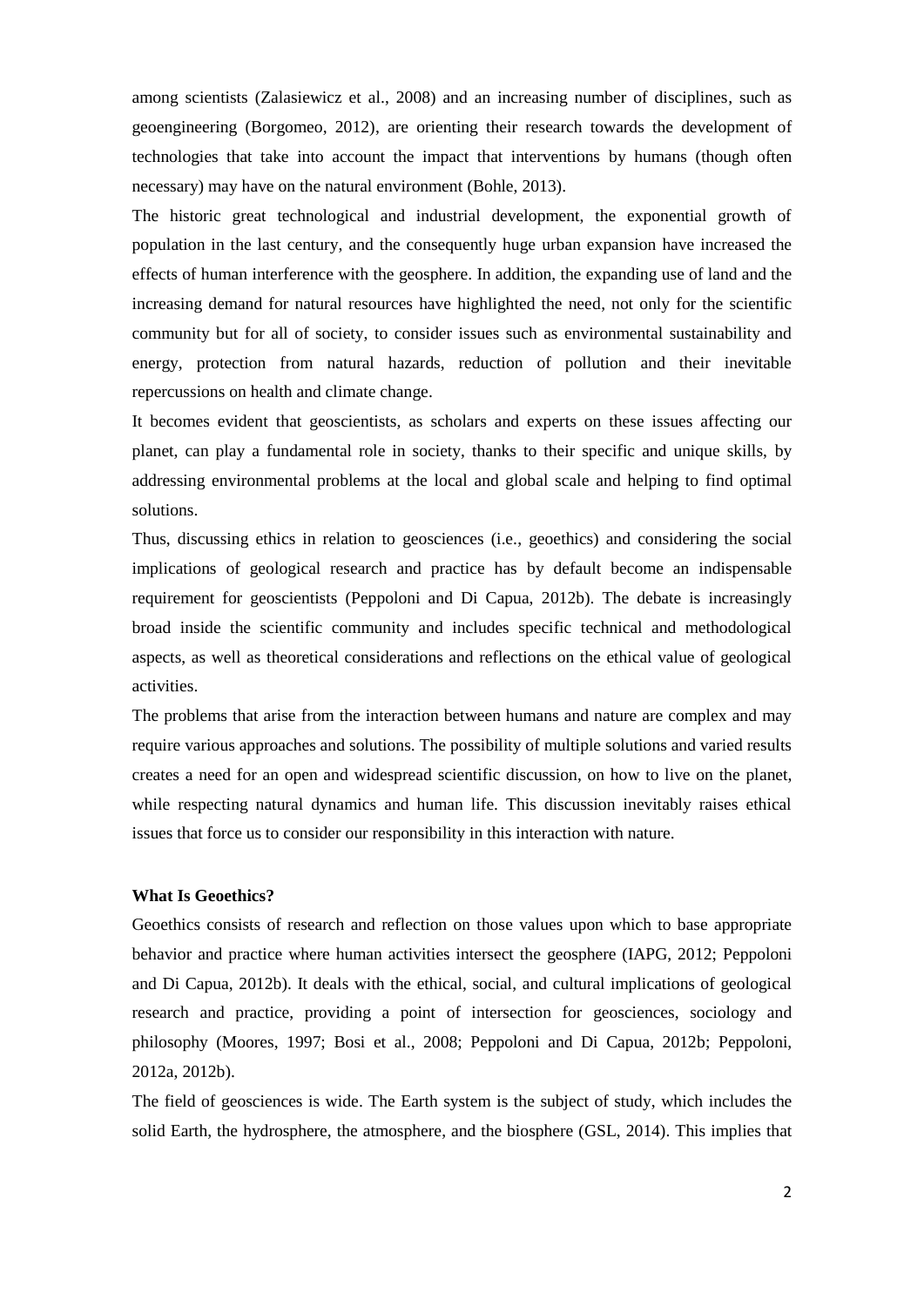among scientists (Zalasiewicz et al., 2008) and an increasing number of disciplines, such as geoengineering (Borgomeo, 2012), are orienting their research towards the development of technologies that take into account the impact that interventions by humans (though often necessary) may have on the natural environment (Bohle, 2013).

The historic great technological and industrial development, the exponential growth of population in the last century, and the consequently huge urban expansion have increased the effects of human interference with the geosphere. In addition, the expanding use of land and the increasing demand for natural resources have highlighted the need, not only for the scientific community but for all of society, to consider issues such as environmental sustainability and energy, protection from natural hazards, reduction of pollution and their inevitable repercussions on health and climate change.

It becomes evident that geoscientists, as scholars and experts on these issues affecting our planet, can play a fundamental role in society, thanks to their specific and unique skills, by addressing environmental problems at the local and global scale and helping to find optimal solutions.

Thus, discussing ethics in relation to geosciences (i.e., geoethics) and considering the social implications of geological research and practice has by default become an indispensable requirement for geoscientists (Peppoloni and Di Capua, 2012b). The debate is increasingly broad inside the scientific community and includes specific technical and methodological aspects, as well as theoretical considerations and reflections on the ethical value of geological activities.

The problems that arise from the interaction between humans and nature are complex and may require various approaches and solutions. The possibility of multiple solutions and varied results creates a need for an open and widespread scientific discussion, on how to live on the planet, while respecting natural dynamics and human life. This discussion inevitably raises ethical issues that force us to consider our responsibility in this interaction with nature.

**What Is Geoethics?**

Geoethics consists of research and reflection on those values upon which to base appropriate behavior and practice where human activities intersect the geosphere (IAPG, 2012; Peppoloni and Di Capua, 2012b). It deals with the ethical, social, and cultural implications of geological research and practice, providing a point of intersection for geosciences, sociology and philosophy (Moores, 1997; Bosi et al., 2008; Peppoloni and Di Capua, 2012b; Peppoloni, 2012a, 2012b).

The field of geosciences is wide. The Earth system is the subject of study, which includes the solid Earth, the hydrosphere, the atmosphere, and the biosphere (GSL, 2014). This implies that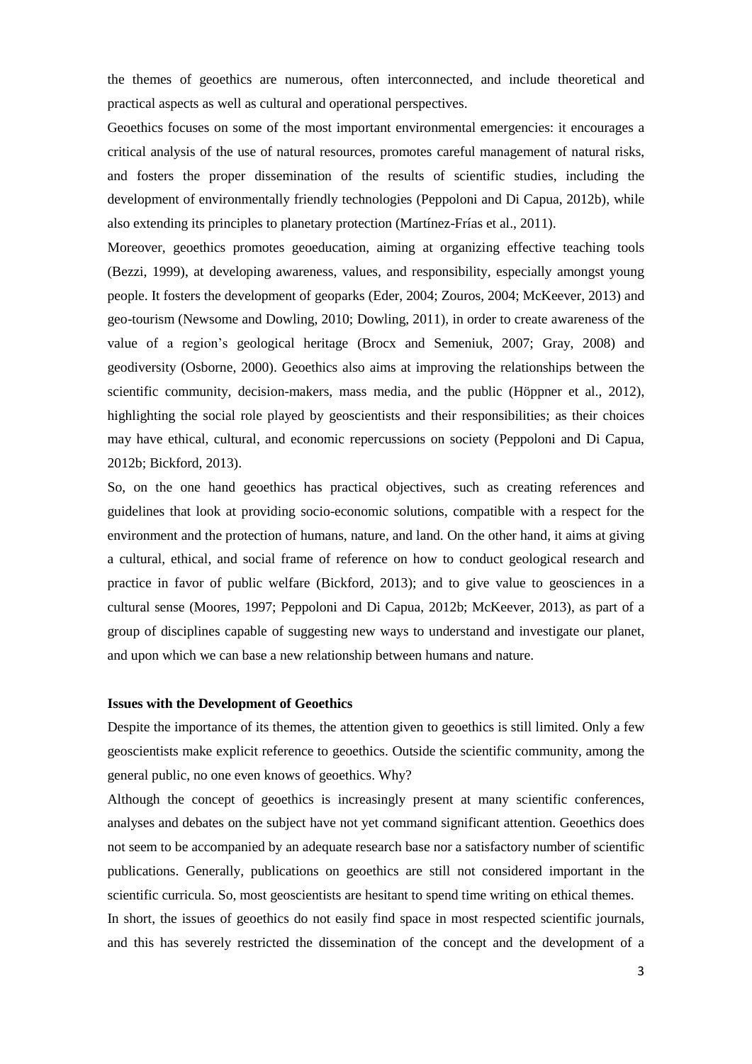the themes of geoethics are numerous, often interconnected, and include theoretical and practical aspects as well as cultural and operational perspectives.

Geoethics focuses on some of the most important environmental emergencies: it encourages a critical analysis of the use of natural resources, promotes careful management of natural risks, and fosters the proper dissemination of the results of scientific studies, including the development of environmentally friendly technologies (Peppoloni and Di Capua, 2012b), while also extending its principles to planetary protection (Martínez-Frías et al., 2011).

Moreover, geoethics promotes geoeducation, aiming at organizing effective teaching tools (Bezzi, 1999), at developing awareness, values, and responsibility, especially amongst young people. It fosters the development of geoparks (Eder, 2004; Zouros, 2004; McKeever, 2013) and geo-tourism (Newsome and Dowling, 2010; Dowling, 2011), in order to create awareness of the value of a region's geological heritage (Brocx and Semeniuk, 2007; Gray, 2008) and geodiversity (Osborne, 2000). Geoethics also aims at improving the relationships between the scientific community, decision-makers, mass media, and the public (Höppner et al., 2012), highlighting the social role played by geoscientists and their responsibilities; as their choices may have ethical, cultural, and economic repercussions on society (Peppoloni and Di Capua, 2012b; Bickford, 2013).

So, on the one hand geoethics has practical objectives, such as creating references and guidelines that look at providing socio-economic solutions, compatible with a respect for the environment and the protection of humans, nature, and land. On the other hand, it aims at giving a cultural, ethical, and social frame of reference on how to conduct geological research and practice in favor of public welfare (Bickford, 2013); and to give value to geosciences in a cultural sense (Moores, 1997; Peppoloni and Di Capua, 2012b; McKeever, 2013), as part of a group of disciplines capable of suggesting new ways to understand and investigate our planet, and upon which we can base a new relationship between humans and nature.

**Issues with the Development of Geoethics**

Despite the importance of its themes, the attention given to geoethics is still limited. Only a few geoscientists make explicit reference to geoethics. Outside the scientific community, among the general public, no one even knows of geoethics. Why?

Although the concept of geoethics is increasingly present at many scientific conferences, analyses and debates on the subject have not yet command significant attention. Geoethics does not seem to be accompanied by an adequate research base nor a satisfactory number of scientific publications. Generally, publications on geoethics are still not considered important in the scientific curricula. So, most geoscientists are hesitant to spend time writing on ethical themes.

In short, the issues of geoethics do not easily find space in most respected scientific journals, and this has severely restricted the dissemination of the concept and the development of a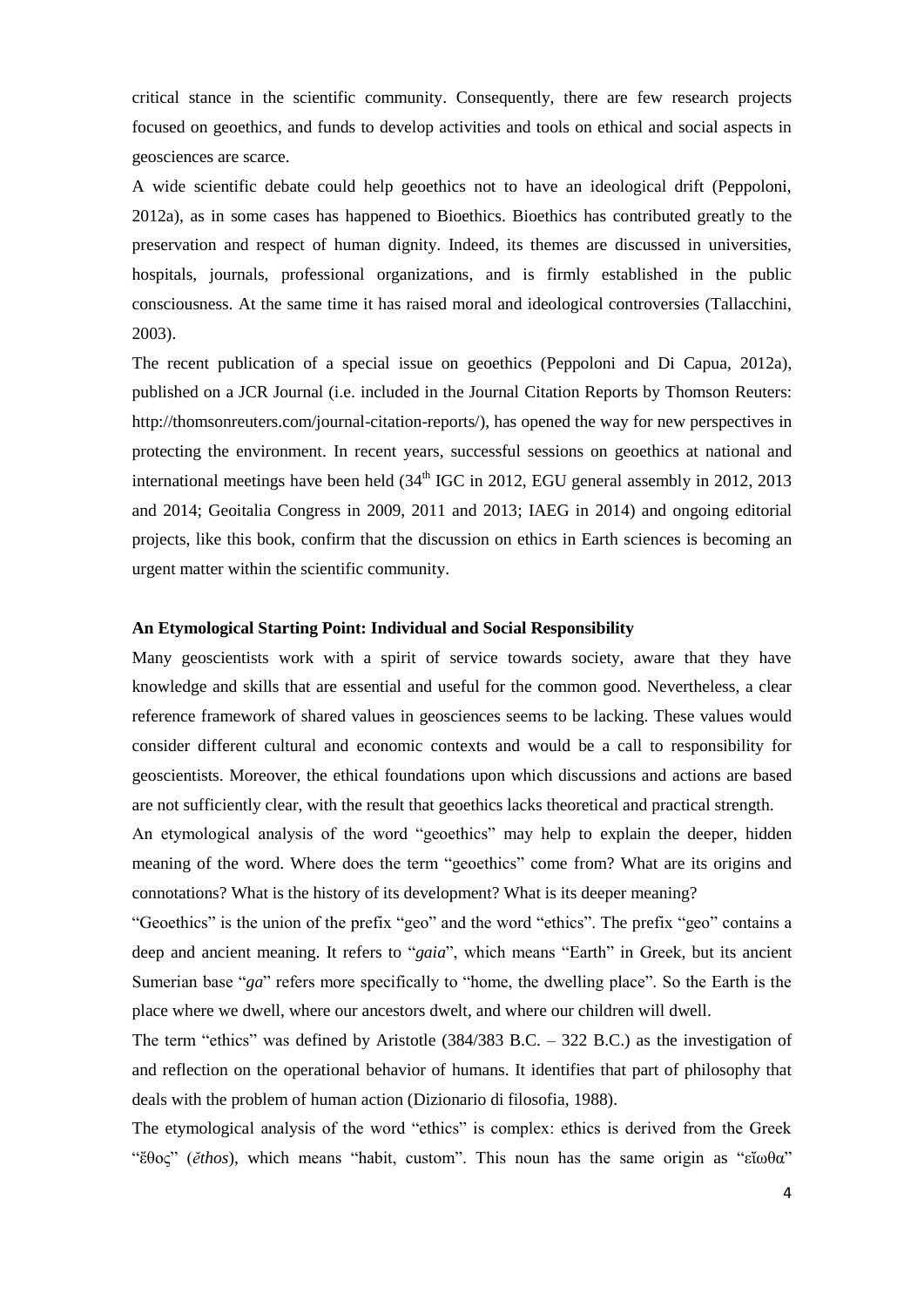critical stance in the scientific community. Consequently, there are few research projects focused on geoethics, and funds to develop activities and tools on ethical and social aspects in geosciences are scarce.

A wide scientific debate could help geoethics not to have an ideological drift (Peppoloni, 2012a), as in some cases has happened to Bioethics. Bioethics has contributed greatly to the preservation and respect of human dignity. Indeed, its themes are discussed in universities, hospitals, journals, professional organizations, and is firmly established in the public consciousness. At the same time it has raised moral and ideological controversies (Tallacchini, 2003).

The recent publication of a special issue on geoethics (Peppoloni and Di Capua, 2012a), published on a JCR Journal (i.e. included in the Journal Citation Reports by Thomson Reuters: http://thomsonreuters.com/journal-citation-reports/), has opened the way for new perspectives in protecting the environment. In recent years, successful sessions on geoethics at national and international meetings have been held (34th IGC in 2012, EGU general assembly in 2012, 2013 and 2014; Geoitalia Congress in 2009, 2011 and 2013; IAEG in 2014) and ongoing editorial projects, like this book, confirm that the discussion on ethics in Earth sciences is becoming an urgent matter within the scientific community.

### An Etymological Starting Point: Individual and Social Responsibility

Many geoscientists work with a spirit of service towards society, aware that they have knowledge and skills that are essential and useful for the common good. Nevertheless, a clear reference framework of shared values in geosciences seems to be lacking. These values would consider different cultural and economic contexts and would be a call to responsibility for geoscientists. Moreover, the ethical foundations upon which discussions and actions are based are not sufficiently clear, with the result that geoethics lacks theoretical and practical strength.

An etymological analysis of the word "geoethics" may help to explain the deeper, hidden meaning of the word. Where does the term "geoethics" come from? What are its origins and connotations? What is the history of its development? What is its deeper meaning?

"Geoethics" is the union of the prefix "geo" and the word "ethics". The prefix "geo" contains a deep and ancient meaning. It refers to "*gaia*", which means "Earth" in Greek, but its ancient Sumerian base "*ga*" refers more specifically to "home, the dwelling place". So the Earth is the place where we dwell, where our ancestors dwelt, and where our children will dwell.

The term "ethics" was defined by Aristotle (384/383 B.C. – 322 B.C.) as the investigation of and reflection on the operational behavior of humans. It identifies that part of philosophy that deals with the problem of human action (Dizionario di filosofia, 1988).

The etymological analysis of the word "ethics" is complex: ethics is derived from the Greek "ἔθος" (*ĕthos*), which means "habit, custom". This noun has the same origin as "εἴωθα"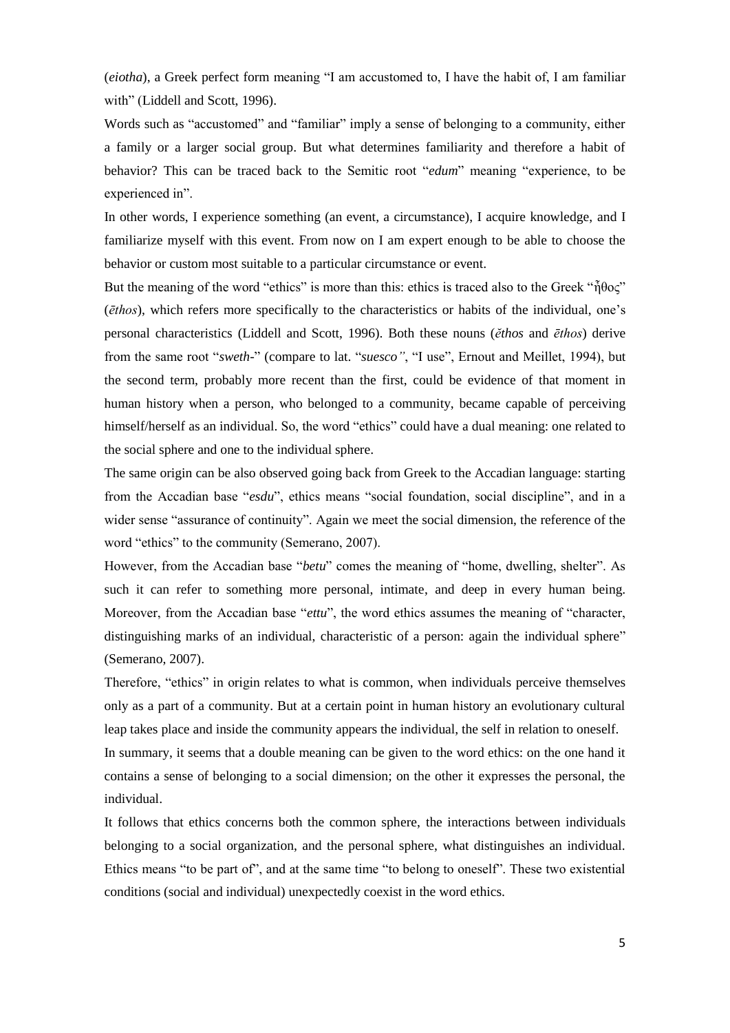(*eiotha*), a Greek perfect form meaning "I am accustomed to, I have the habit of, I am familiar with" (Liddell and Scott, 1996).

Words such as "accustomed" and "familiar" imply a sense of belonging to a community, either a family or a larger social group. But what determines familiarity and therefore a habit of behavior? This can be traced back to the Semitic root "*edum*" meaning "experience, to be experienced in".

In other words, I experience something (an event, a circumstance), I acquire knowledge, and I familiarize myself with this event. From now on I am expert enough to be able to choose the behavior or custom most suitable to a particular circumstance or event.

But the meaning of the word "ethics" is more than this: ethics is traced also to the Greek "ἦθος" (*ēthos*), which refers more specifically to the characteristics or habits of the individual, one's personal characteristics (Liddell and Scott, 1996). Both these nouns (*ĕthos* and *ēthos*) derive from the same root "*sweth-*" (compare to lat. "*suesco"*, "I use", Ernout and Meillet, 1994), but the second term, probably more recent than the first, could be evidence of that moment in human history when a person, who belonged to a community, became capable of perceiving himself/herself as an individual. So, the word "ethics" could have a dual meaning: one related to the social sphere and one to the individual sphere.

The same origin can be also observed going back from Greek to the Accadian language: starting from the Accadian base "*esdu*", ethics means "social foundation, social discipline", and in a wider sense "assurance of continuity". Again we meet the social dimension, the reference of the word "ethics" to the community (Semerano, 2007).

However, from the Accadian base "*betu*" comes the meaning of "home, dwelling, shelter". As such it can refer to something more personal, intimate, and deep in every human being. Moreover, from the Accadian base "*ettu*", the word ethics assumes the meaning of "character, distinguishing marks of an individual, characteristic of a person: again the individual sphere" (Semerano, 2007).

Therefore, "ethics" in origin relates to what is common, when individuals perceive themselves only as a part of a community. But at a certain point in human history an evolutionary cultural leap takes place and inside the community appears the individual, the self in relation to oneself.

In summary, it seems that a double meaning can be given to the word ethics: on the one hand it contains a sense of belonging to a social dimension; on the other it expresses the personal, the individual.

It follows that ethics concerns both the common sphere, the interactions between individuals belonging to a social organization, and the personal sphere, what distinguishes an individual. Ethics means "to be part of", and at the same time "to belong to oneself". These two existential conditions (social and individual) unexpectedly coexist in the word ethics.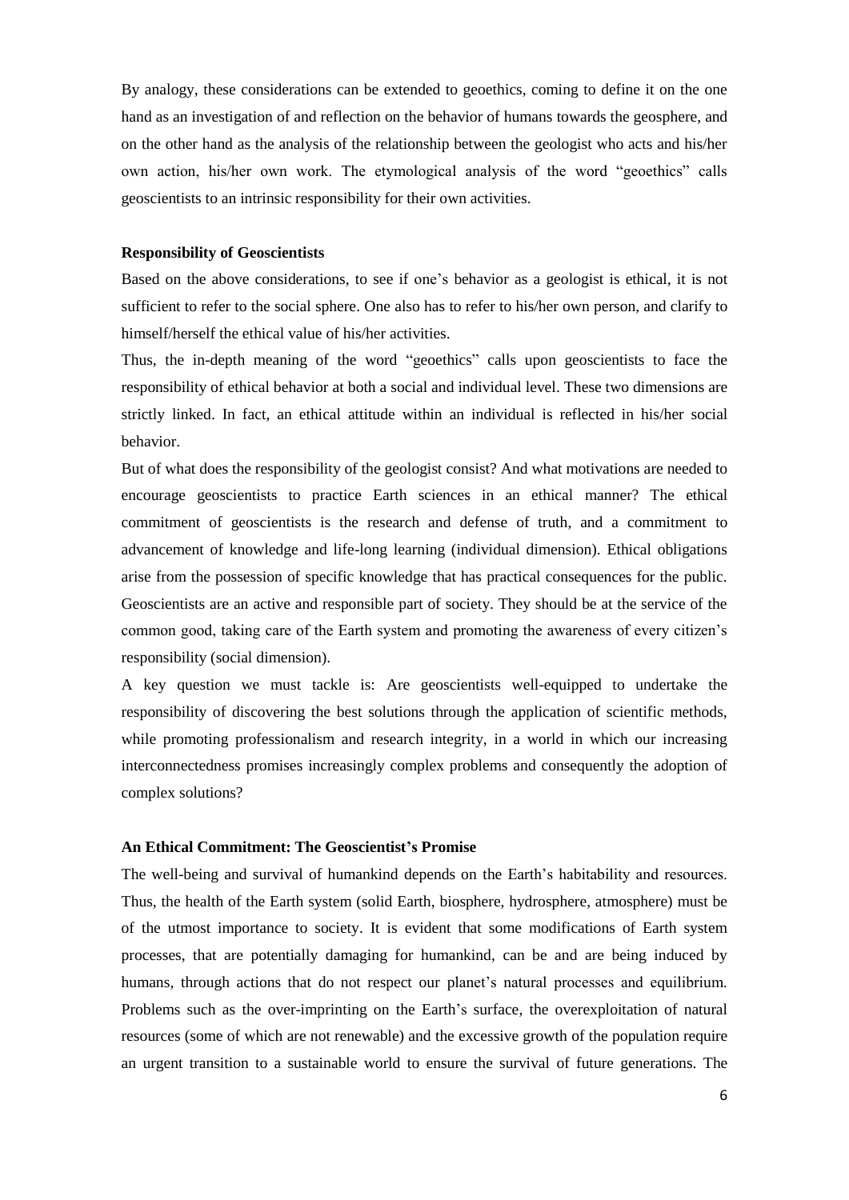By analogy, these considerations can be extended to geoethics, coming to define it on the one hand as an investigation of and reflection on the behavior of humans towards the geosphere, and on the other hand as the analysis of the relationship between the geologist who acts and his/her own action, his/her own work. The etymological analysis of the word "geoethics" calls geoscientists to an intrinsic responsibility for their own activities.

### Responsibility of Geoscientists

Based on the above considerations, to see if one's behavior as a geologist is ethical, it is not sufficient to refer to the social sphere. One also has to refer to his/her own person, and clarify to himself/herself the ethical value of his/her activities.

Thus, the in-depth meaning of the word "geoethics" calls upon geoscientists to face the responsibility of ethical behavior at both a social and individual level. These two dimensions are strictly linked. In fact, an ethical attitude within an individual is reflected in his/her social behavior.

But of what does the responsibility of the geologist consist? And what motivations are needed to encourage geoscientists to practice Earth sciences in an ethical manner? The ethical commitment of geoscientists is the research and defense of truth, and a commitment to advancement of knowledge and life-long learning (individual dimension). Ethical obligations arise from the possession of specific knowledge that has practical consequences for the public. Geoscientists are an active and responsible part of society. They should be at the service of the common good, taking care of the Earth system and promoting the awareness of every citizen's responsibility (social dimension).

A key question we must tackle is: Are geoscientists well-equipped to undertake the responsibility of discovering the best solutions through the application of scientific methods, while promoting professionalism and research integrity, in a world in which our increasing interconnectedness promises increasingly complex problems and consequently the adoption of complex solutions?

### An Ethical Commitment: The Geoscientist's Promise

The well-being and survival of humankind depends on the Earth's habitability and resources. Thus, the health of the Earth system (solid Earth, biosphere, hydrosphere, atmosphere) must be of the utmost importance to society. It is evident that some modifications of Earth system processes, that are potentially damaging for humankind, can be and are being induced by humans, through actions that do not respect our planet's natural processes and equilibrium. Problems such as the over-imprinting on the Earth's surface, the overexploitation of natural resources (some of which are not renewable) and the excessive growth of the population require an urgent transition to a sustainable world to ensure the survival of future generations. The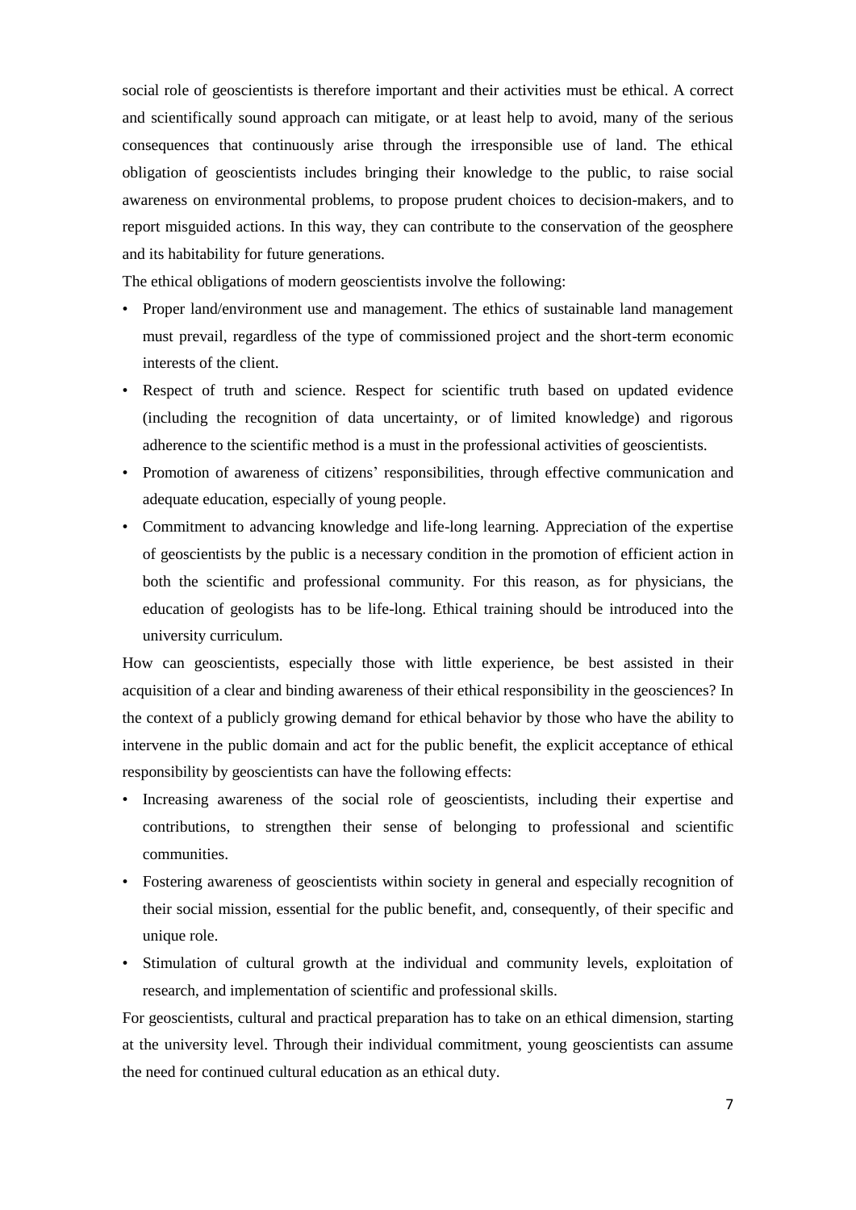social role of geoscientists is therefore important and their activities must be ethical. A correct and scientifically sound approach can mitigate, or at least help to avoid, many of the serious consequences that continuously arise through the irresponsible use of land. The ethical obligation of geoscientists includes bringing their knowledge to the public, to raise social awareness on environmental problems, to propose prudent choices to decision-makers, and to report misguided actions. In this way, they can contribute to the conservation of the geosphere and its habitability for future generations.

The ethical obligations of modern geoscientists involve the following:

- Proper land/environment use and management. The ethics of sustainable land management must prevail, regardless of the type of commissioned project and the short-term economic interests of the client.
- Respect of truth and science. Respect for scientific truth based on updated evidence (including the recognition of data uncertainty, or of limited knowledge) and rigorous adherence to the scientific method is a must in the professional activities of geoscientists.
- Promotion of awareness of citizens' responsibilities, through effective communication and adequate education, especially of young people.
- Commitment to advancing knowledge and life-long learning. Appreciation of the expertise of geoscientists by the public is a necessary condition in the promotion of efficient action in both the scientific and professional community. For this reason, as for physicians, the education of geologists has to be life-long. Ethical training should be introduced into the university curriculum.

How can geoscientists, especially those with little experience, be best assisted in their acquisition of a clear and binding awareness of their ethical responsibility in the geosciences? In the context of a publicly growing demand for ethical behavior by those who have the ability to intervene in the public domain and act for the public benefit, the explicit acceptance of ethical responsibility by geoscientists can have the following effects:

- Increasing awareness of the social role of geoscientists, including their expertise and contributions, to strengthen their sense of belonging to professional and scientific communities.
- Fostering awareness of geoscientists within society in general and especially recognition of their social mission, essential for the public benefit, and, consequently, of their specific and unique role.
- Stimulation of cultural growth at the individual and community levels, exploitation of research, and implementation of scientific and professional skills.

For geoscientists, cultural and practical preparation has to take on an ethical dimension, starting at the university level. Through their individual commitment, young geoscientists can assume the need for continued cultural education as an ethical duty.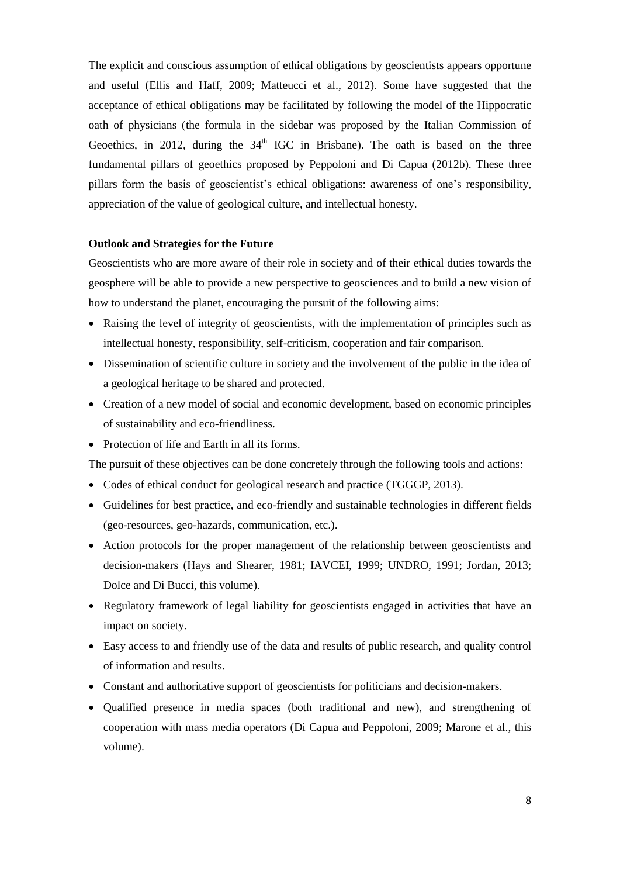The explicit and conscious assumption of ethical obligations by geoscientists appears opportune and useful (Ellis and Haff, 2009; Matteucci et al., 2012). Some have suggested that the acceptance of ethical obligations may be facilitated by following the model of the Hippocratic oath of physicians (the formula in the sidebar was proposed by the Italian Commission of Geoethics, in 2012, during the 34th IGC in Brisbane). The oath is based on the three fundamental pillars of geoethics proposed by Peppoloni and Di Capua (2012b). These three pillars form the basis of geoscientist's ethical obligations: awareness of one's responsibility, appreciation of the value of geological culture, and intellectual honesty.

**Outlook and Strategies for the Future**

Geoscientists who are more aware of their role in society and of their ethical duties towards the geosphere will be able to provide a new perspective to geosciences and to build a new vision of how to understand the planet, encouraging the pursuit of the following aims:

- Raising the level of integrity of geoscientists, with the implementation of principles such as intellectual honesty, responsibility, self-criticism, cooperation and fair comparison.
- Dissemination of scientific culture in society and the involvement of the public in the idea of a geological heritage to be shared and protected.
- Creation of a new model of social and economic development, based on economic principles of sustainability and eco-friendliness.
- Protection of life and Earth in all its forms.

The pursuit of these objectives can be done concretely through the following tools and actions:

- Codes of ethical conduct for geological research and practice (TGGGP, 2013).
- Guidelines for best practice, and eco-friendly and sustainable technologies in different fields (geo-resources, geo-hazards, communication, etc.).
- Action protocols for the proper management of the relationship between geoscientists and decision-makers (Hays and Shearer, 1981; IAVCEI, 1999; UNDRO, 1991; Jordan, 2013; Dolce and Di Bucci, this volume).
- Regulatory framework of legal liability for geoscientists engaged in activities that have an impact on society.
- Easy access to and friendly use of the data and results of public research, and quality control of information and results.
- Constant and authoritative support of geoscientists for politicians and decision-makers.
- Qualified presence in media spaces (both traditional and new), and strengthening of cooperation with mass media operators (Di Capua and Peppoloni, 2009; Marone et al., this volume).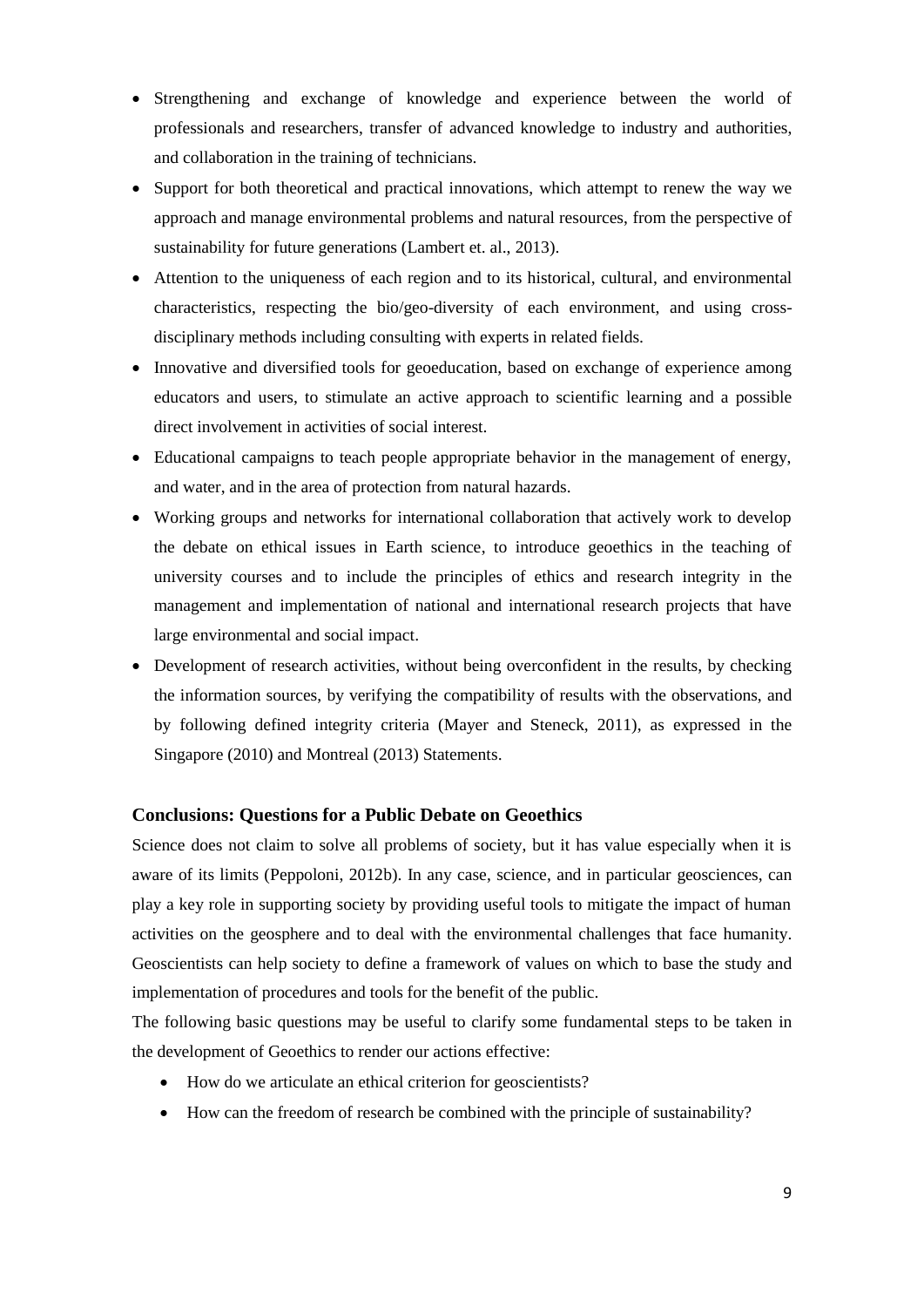- Strengthening and exchange of knowledge and experience between the world of professionals and researchers, transfer of advanced knowledge to industry and authorities, and collaboration in the training of technicians.
- Support for both theoretical and practical innovations, which attempt to renew the way we approach and manage environmental problems and natural resources, from the perspective of sustainability for future generations (Lambert et. al., 2013).
- Attention to the uniqueness of each region and to its historical, cultural, and environmental characteristics, respecting the bio/geo-diversity of each environment, and using cross-disciplinary methods including consulting with experts in related fields.
- Innovative and diversified tools for geoeducation, based on exchange of experience among educators and users, to stimulate an active approach to scientific learning and a possible direct involvement in activities of social interest.
- Educational campaigns to teach people appropriate behavior in the management of energy, and water, and in the area of protection from natural hazards.
- Working groups and networks for international collaboration that actively work to develop the debate on ethical issues in Earth science, to introduce geoethics in the teaching of university courses and to include the principles of ethics and research integrity in the management and implementation of national and international research projects that have large environmental and social impact.
- Development of research activities, without being overconfident in the results, by checking the information sources, by verifying the compatibility of results with the observations, and by following defined integrity criteria (Mayer and Steneck, 2011), as expressed in the Singapore (2010) and Montreal (2013) Statements.

## Conclusions: Questions for a Public Debate on Geoethics

Science does not claim to solve all problems of society, but it has value especially when it is aware of its limits (Peppoloni, 2012b). In any case, science, and in particular geosciences, can play a key role in supporting society by providing useful tools to mitigate the impact of human activities on the geosphere and to deal with the environmental challenges that face humanity. Geoscientists can help society to define a framework of values on which to base the study and implementation of procedures and tools for the benefit of the public.

The following basic questions may be useful to clarify some fundamental steps to be taken in the development of Geoethics to render our actions effective:

- How do we articulate an ethical criterion for geoscientists?
- How can the freedom of research be combined with the principle of sustainability?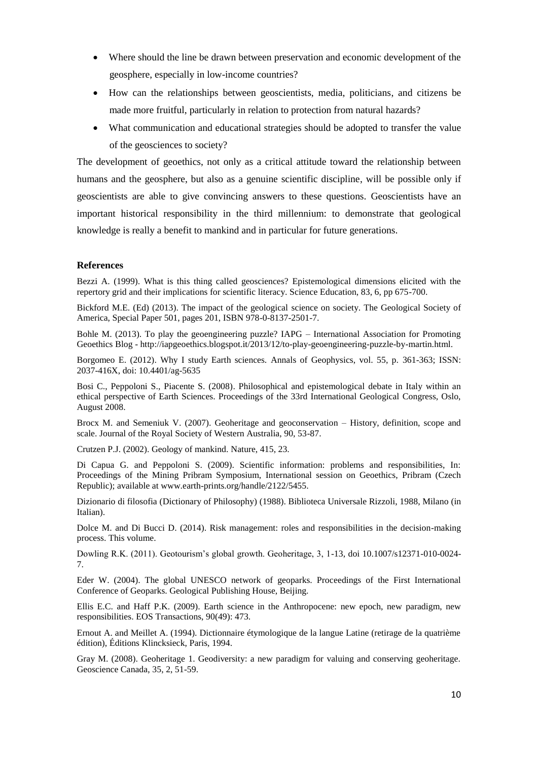- Where should the line be drawn between preservation and economic development of the geosphere, especially in low-income countries?
- How can the relationships between geoscientists, media, politicians, and citizens be made more fruitful, particularly in relation to protection from natural hazards?
- What communication and educational strategies should be adopted to transfer the value of the geosciences to society?

The development of geoethics, not only as a critical attitude toward the relationship between humans and the geosphere, but also as a genuine scientific discipline, will be possible only if geoscientists are able to give convincing answers to these questions. Geoscientists have an important historical responsibility in the third millennium: to demonstrate that geological knowledge is really a benefit to mankind and in particular for future generations.

## References

Bezzi A. (1999). What is this thing called geosciences? Epistemological dimensions elicited with the repertory grid and their implications for scientific literacy. Science Education, 83, 6, pp 675-700.

Bickford M.E. (Ed) (2013). The impact of the geological science on society. The Geological Society of America, Special Paper 501, pages 201, ISBN 978-0-8137-2501-7.

Bohle M. (2013). To play the geoengineering puzzle? IAPG – International Association for Promoting Geoethics Blog - http://iapgeoethics.blogspot.it/2013/12/to-play-geoengineering-puzzle-by-martin.html.

Borgomeo E. (2012). Why I study Earth sciences. Annals of Geophysics, vol. 55, p. 361-363; ISSN: 2037-416X, doi: 10.4401/ag-5635

Bosi C., Peppoloni S., Piacente S. (2008). Philosophical and epistemological debate in Italy within an ethical perspective of Earth Sciences. Proceedings of the 33rd International Geological Congress, Oslo, August 2008.

Brocx M. and Semeniuk V. (2007). Geoheritage and geoconservation – History, definition, scope and scale. Journal of the Royal Society of Western Australia, 90, 53-87.

Crutzen P.J. (2002). Geology of mankind. Nature, 415, 23.

Di Capua G. and Peppoloni S. (2009). Scientific information: problems and responsibilities, In: Proceedings of the Mining Pribram Symposium, International session on Geoethics, Pribram (Czech Republic); available at www.earth-prints.org/handle/2122/5455.

Dizionario di filosofia (Dictionary of Philosophy) (1988). Biblioteca Universale Rizzoli, 1988, Milano (in Italian).

Dolce M. and Di Bucci D. (2014). Risk management: roles and responsibilities in the decision-making process. This volume.

Dowling R.K. (2011). Geotourism's global growth. Geoheritage, 3, 1-13, doi 10.1007/s12371-010-0024-7.

Eder W. (2004). The global UNESCO network of geoparks. Proceedings of the First International Conference of Geoparks. Geological Publishing House, Beijing.

Ellis E.C. and Haff P.K. (2009). Earth science in the Anthropocene: new epoch, new paradigm, new responsibilities. EOS Transactions, 90(49): 473.

Ernout A. and Meillet A. (1994). Dictionnaire étymologique de la langue Latine (retirage de la quatrième édition), Éditions Klincksieck, Paris, 1994.

Gray M. (2008). Geoheritage 1. Geodiversity: a new paradigm for valuing and conserving geoheritage. Geoscience Canada, 35, 2, 51-59.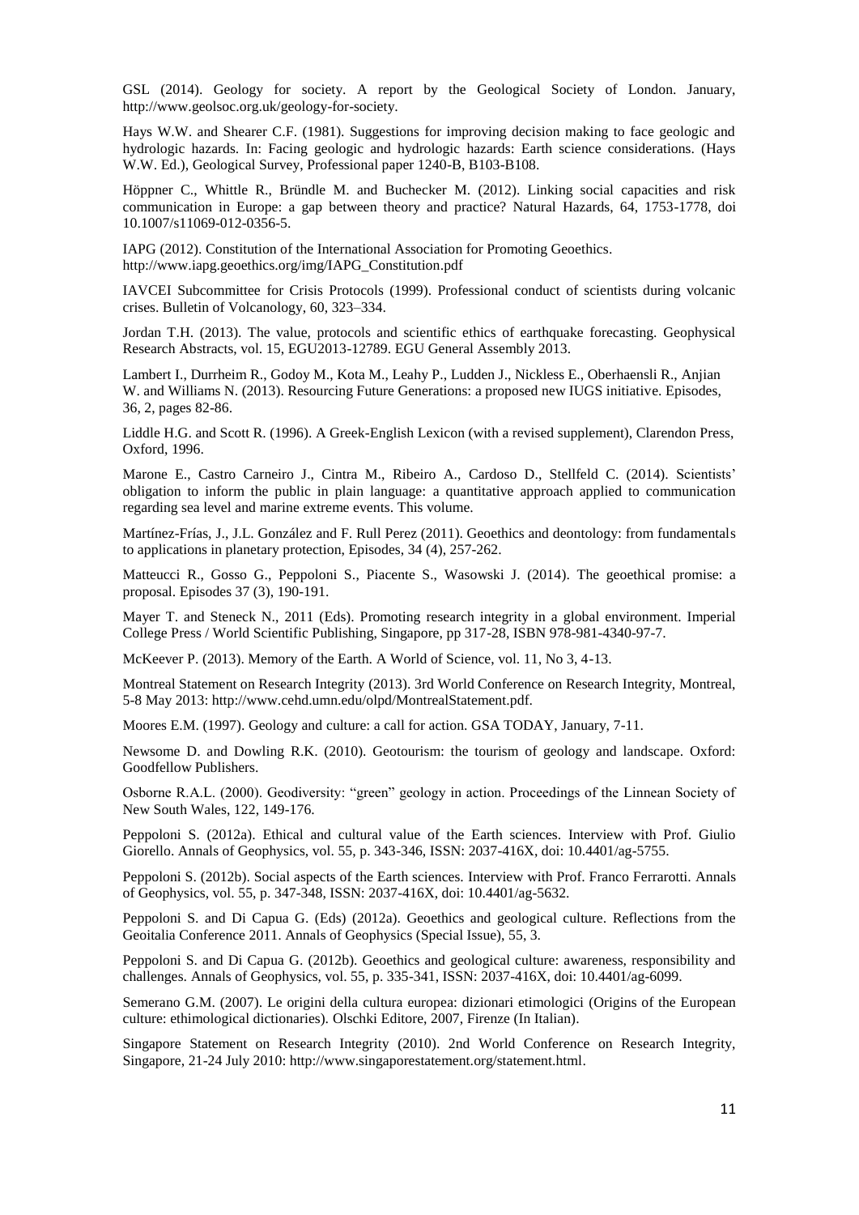GSL (2014). Geology for society. A report by the Geological Society of London. January, http://www.geolsoc.org.uk/geology-for-society.

Hays W.W. and Shearer C.F. (1981). Suggestions for improving decision making to face geologic and hydrologic hazards. In: Facing geologic and hydrologic hazards: Earth science considerations. (Hays W.W. Ed.), Geological Survey, Professional paper 1240-B, B103-B108.

Höppner C., Whittle R., Bründle M. and Buchecker M. (2012). Linking social capacities and risk communication in Europe: a gap between theory and practice? Natural Hazards, 64, 1753-1778, doi 10.1007/s11069-012-0356-5.

IAPG (2012). Constitution of the International Association for Promoting Geoethics. http://www.iapg.geoethics.org/img/IAPG_Constitution.pdf

IAVCEI Subcommittee for Crisis Protocols (1999). Professional conduct of scientists during volcanic crises. Bulletin of Volcanology, 60, 323–334.

Jordan T.H. (2013). The value, protocols and scientific ethics of earthquake forecasting. Geophysical Research Abstracts, vol. 15, EGU2013-12789. EGU General Assembly 2013.

Lambert I., Durrheim R., Godoy M., Kota M., Leahy P., Ludden J., Nickless E., Oberhaensli R., Anjian W. and Williams N. (2013). Resourcing Future Generations: a proposed new IUGS initiative. Episodes, 36, 2, pages 82-86.

Liddle H.G. and Scott R. (1996). A Greek-English Lexicon (with a revised supplement), Clarendon Press, Oxford, 1996.

Marone E., Castro Carneiro J., Cintra M., Ribeiro A., Cardoso D., Stellfeld C. (2014). Scientists' obligation to inform the public in plain language: a quantitative approach applied to communication regarding sea level and marine extreme events. This volume.

Martínez-Frías, J., J.L. González and F. Rull Perez (2011). Geoethics and deontology: from fundamentals to applications in planetary protection, Episodes, 34 (4), 257-262.

Matteucci R., Gosso G., Peppoloni S., Piacente S., Wasowski J. (2014). The geoethical promise: a proposal. Episodes 37 (3), 190-191.

Mayer T. and Steneck N., 2011 (Eds). Promoting research integrity in a global environment. Imperial College Press / World Scientific Publishing, Singapore, pp 317-28, ISBN 978-981-4340-97-7.

McKeever P. (2013). Memory of the Earth. A World of Science, vol. 11, No 3, 4-13.

Montreal Statement on Research Integrity (2013). 3rd World Conference on Research Integrity, Montreal, 5-8 May 2013: http://www.cehd.umn.edu/olpd/MontrealStatement.pdf.

Moores E.M. (1997). Geology and culture: a call for action. GSA TODAY, January, 7-11.

Newsome D. and Dowling R.K. (2010). Geotourism: the tourism of geology and landscape. Oxford: Goodfellow Publishers.

Osborne R.A.L. (2000). Geodiversity: "green" geology in action. Proceedings of the Linnean Society of New South Wales, 122, 149-176.

Peppoloni S. (2012a). Ethical and cultural value of the Earth sciences. Interview with Prof. Giulio Giorello. Annals of Geophysics, vol. 55, p. 343-346, ISSN: 2037-416X, doi: 10.4401/ag-5755.

Peppoloni S. (2012b). Social aspects of the Earth sciences. Interview with Prof. Franco Ferrarotti. Annals of Geophysics, vol. 55, p. 347-348, ISSN: 2037-416X, doi: 10.4401/ag-5632.

Peppoloni S. and Di Capua G. (Eds) (2012a). Geoethics and geological culture. Reflections from the Geoitalia Conference 2011. Annals of Geophysics (Special Issue), 55, 3.

Peppoloni S. and Di Capua G. (2012b). Geoethics and geological culture: awareness, responsibility and challenges. Annals of Geophysics, vol. 55, p. 335-341, ISSN: 2037-416X, doi: 10.4401/ag-6099.

Semerano G.M. (2007). Le origini della cultura europea: dizionari etimologici (Origins of the European culture: ethimological dictionaries). Olschki Editore, 2007, Firenze (In Italian).

Singapore Statement on Research Integrity (2010). 2nd World Conference on Research Integrity, Singapore, 21-24 July 2010: http://www.singaporestatement.org/statement.html.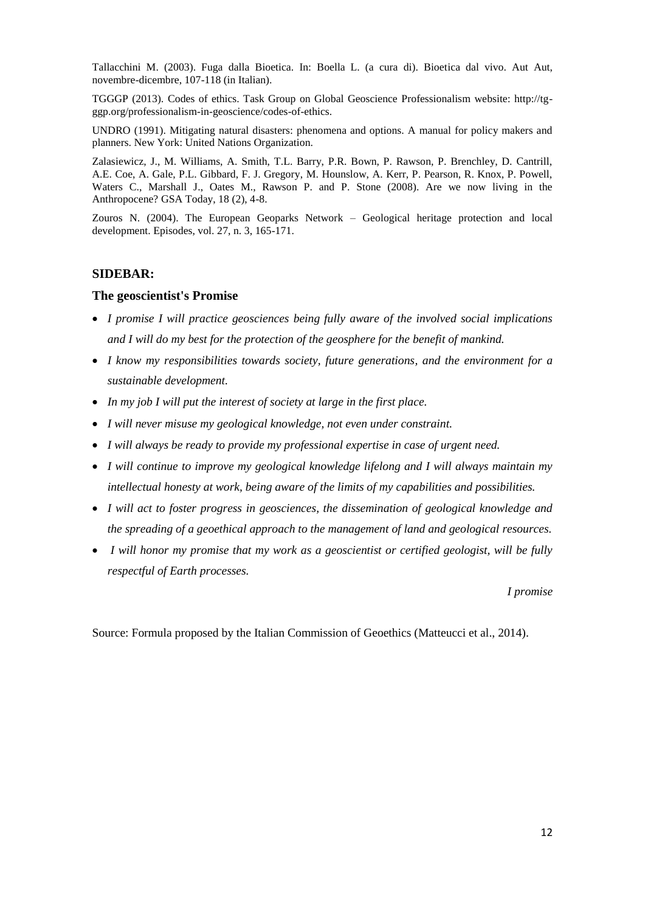Tallacchini M. (2003). Fuga dalla Bioetica. In: Boella L. (a cura di). Bioetica dal vivo. Aut Aut, novembre-dicembre, 107-118 (in Italian).

TGGGP (2013). Codes of ethics. Task Group on Global Geoscience Professionalism website: http://tg-ggp.org/professionalism-in-geoscience/codes-of-ethics.

UNDRO (1991). Mitigating natural disasters: phenomena and options. A manual for policy makers and planners. New York: United Nations Organization.

Zalasiewicz, J., M. Williams, A. Smith, T.L. Barry, P.R. Bown, P. Rawson, P. Brenchley, D. Cantrill, A.E. Coe, A. Gale, P.L. Gibbard, F. J. Gregory, M. Hounslow, A. Kerr, P. Pearson, R. Knox, P. Powell, Waters C., Marshall J., Oates M., Rawson P. and P. Stone (2008). Are we now living in the Anthropocene? GSA Today, 18 (2), 4-8.

Zouros N. (2004). The European Geoparks Network – Geological heritage protection and local development. Episodes, vol. 27, n. 3, 165-171.

## SIDEBAR:

### The geoscientist's Promise

- *I promise I will practice geosciences being fully aware of the involved social implications and I will do my best for the protection of the geosphere for the benefit of mankind.*
- *I know my responsibilities towards society, future generations, and the environment for a sustainable development.*
- *In my job I will put the interest of society at large in the first place.*
- *I will never misuse my geological knowledge, not even under constraint.*
- *I will always be ready to provide my professional expertise in case of urgent need.*
- *I will continue to improve my geological knowledge lifelong and I will always maintain my intellectual honesty at work, being aware of the limits of my capabilities and possibilities.*
- *I will act to foster progress in geosciences, the dissemination of geological knowledge and the spreading of a geoethical approach to the management of land and geological resources.*
- *I will honor my promise that my work as a geoscientist or certified geologist, will be fully respectful of Earth processes.*

*I promise*

Source: Formula proposed by the Italian Commission of Geoethics (Matteucci et al., 2014).